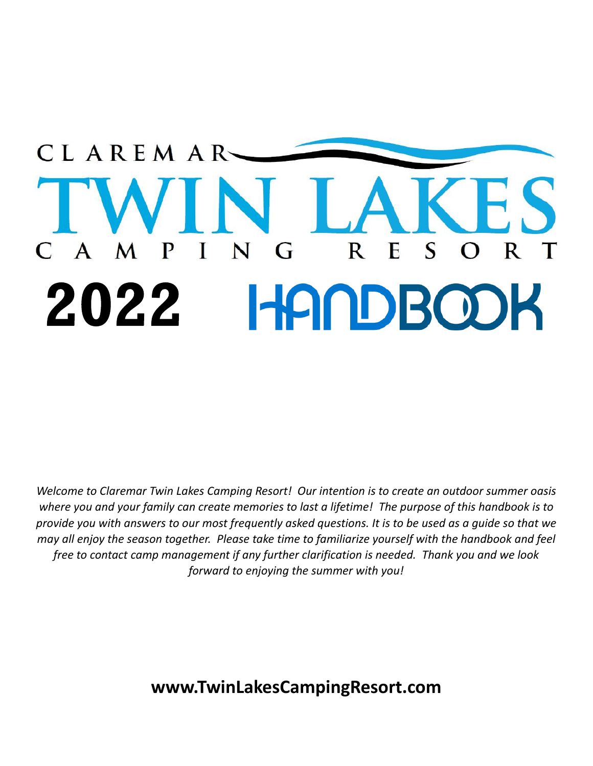# CLAREMAR TWIN LAKES CAMPING RESORT

# 2022 HANDBOOK

*Welcome to Claremar Twin Lakes Camping Resort! Our intention is to create an outdoor summer oasis where you and your family can create memories to last a lifetime! The purpose of this handbook is to provide you with answers to our most frequently asked questions. It is to be used as a guide so that we may all enjoy the season together. Please take time to familiarize yourself with the handbook and feel free to contact camp management if any further clarification is needed. Thank you and we look forward to enjoying the summer with you!*

**www.TwinLakesCampingResort.com**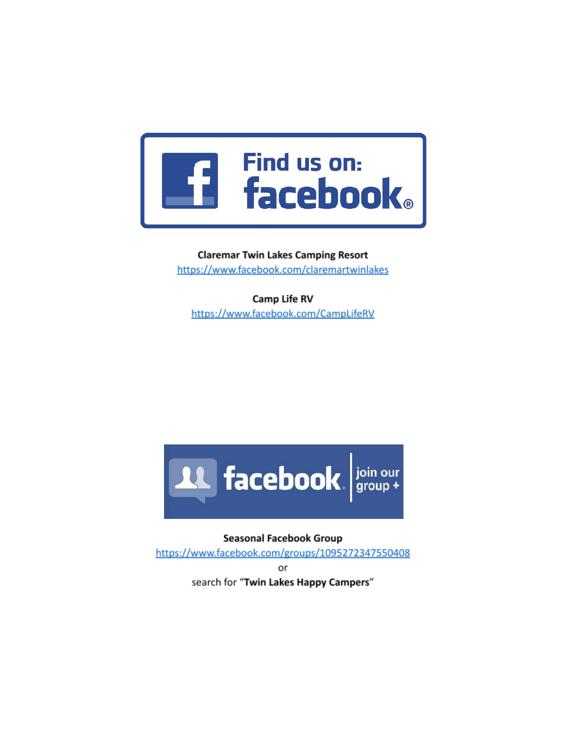Find us on: facebook

**Claremar Twin Lakes Camping Resort**
https://www.facebook.com/claremartwinlakes

**Camp Life RV**
https://www.facebook.com/CampLifeRV

facebook | join our group +

**Seasonal Facebook Group**
https://www.facebook.com/groups/1095272347550408
or
search for "**Twin Lakes Happy Campers**"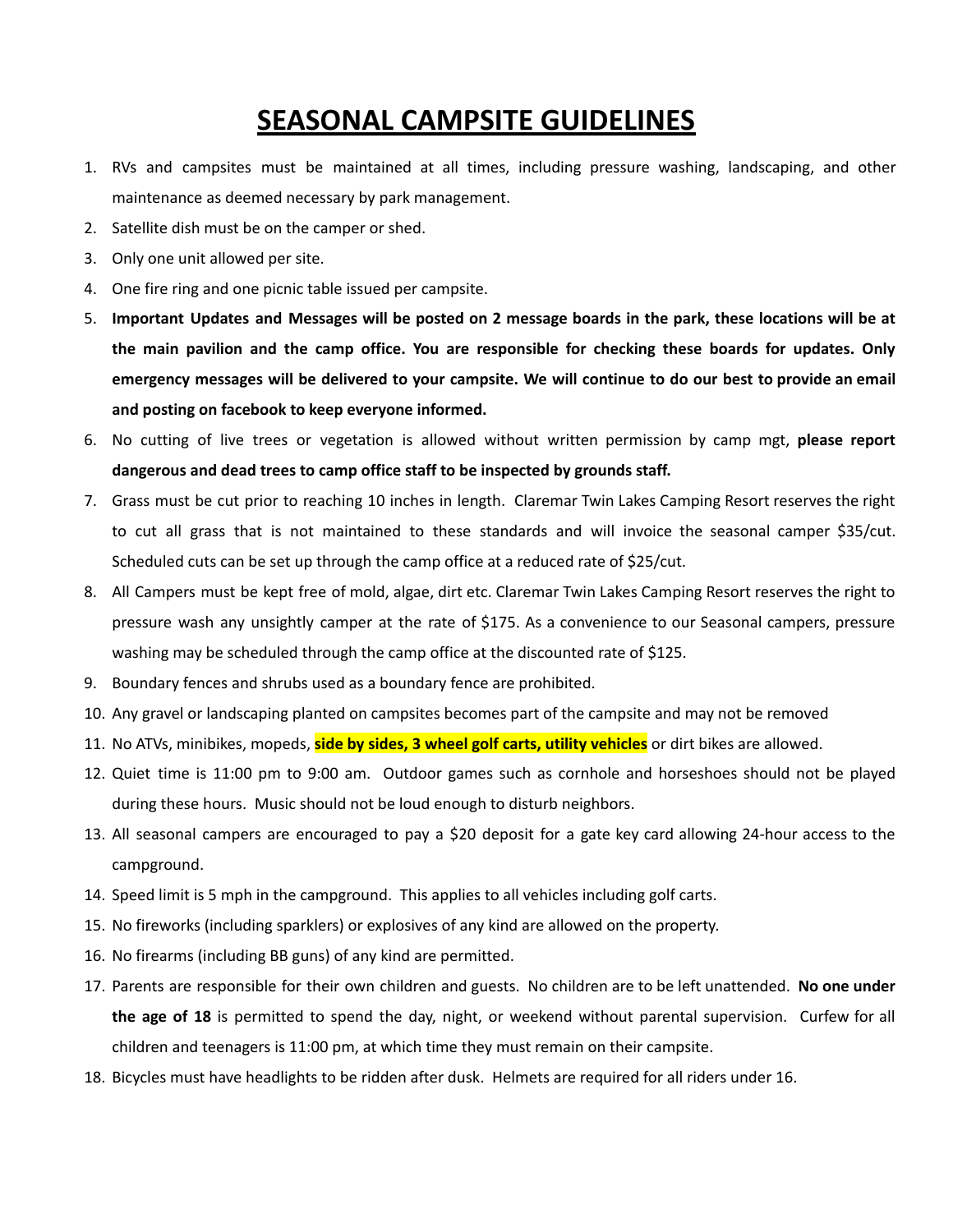# SEASONAL CAMPSITE GUIDELINES

1. RVs and campsites must be maintained at all times, including pressure washing, landscaping, and other maintenance as deemed necessary by park management.
2. Satellite dish must be on the camper or shed.
3. Only one unit allowed per site.
4. One fire ring and one picnic table issued per campsite.
5. **Important Updates and Messages will be posted on 2 message boards in the park, these locations will be at the main pavilion and the camp office. You are responsible for checking these boards for updates. Only emergency messages will be delivered to your campsite. We will continue to do our best to provide an email and posting on facebook to keep everyone informed.**
6. No cutting of live trees or vegetation is allowed without written permission by camp mgt, **please report dangerous and dead trees to camp office staff to be inspected by grounds staff.**
7. Grass must be cut prior to reaching 10 inches in length. Claremar Twin Lakes Camping Resort reserves the right to cut all grass that is not maintained to these standards and will invoice the seasonal camper $35/cut. Scheduled cuts can be set up through the camp office at a reduced rate of $25/cut.
8. All Campers must be kept free of mold, algae, dirt etc. Claremar Twin Lakes Camping Resort reserves the right to pressure wash any unsightly camper at the rate of $175. As a convenience to our Seasonal campers, pressure washing may be scheduled through the camp office at the discounted rate of $125.
9. Boundary fences and shrubs used as a boundary fence are prohibited.
10. Any gravel or landscaping planted on campsites becomes part of the campsite and may not be removed
11. No ATVs, minibikes, mopeds, **side by sides, 3 wheel golf carts, utility vehicles** or dirt bikes are allowed.
12. Quiet time is 11:00 pm to 9:00 am. Outdoor games such as cornhole and horseshoes should not be played during these hours. Music should not be loud enough to disturb neighbors.
13. All seasonal campers are encouraged to pay a $20 deposit for a gate key card allowing 24-hour access to the campground.
14. Speed limit is 5 mph in the campground. This applies to all vehicles including golf carts.
15. No fireworks (including sparklers) or explosives of any kind are allowed on the property.
16. No firearms (including BB guns) of any kind are permitted.
17. Parents are responsible for their own children and guests. No children are to be left unattended. **No one under the age of 18** is permitted to spend the day, night, or weekend without parental supervision. Curfew for all children and teenagers is 11:00 pm, at which time they must remain on their campsite.
18. Bicycles must have headlights to be ridden after dusk. Helmets are required for all riders under 16.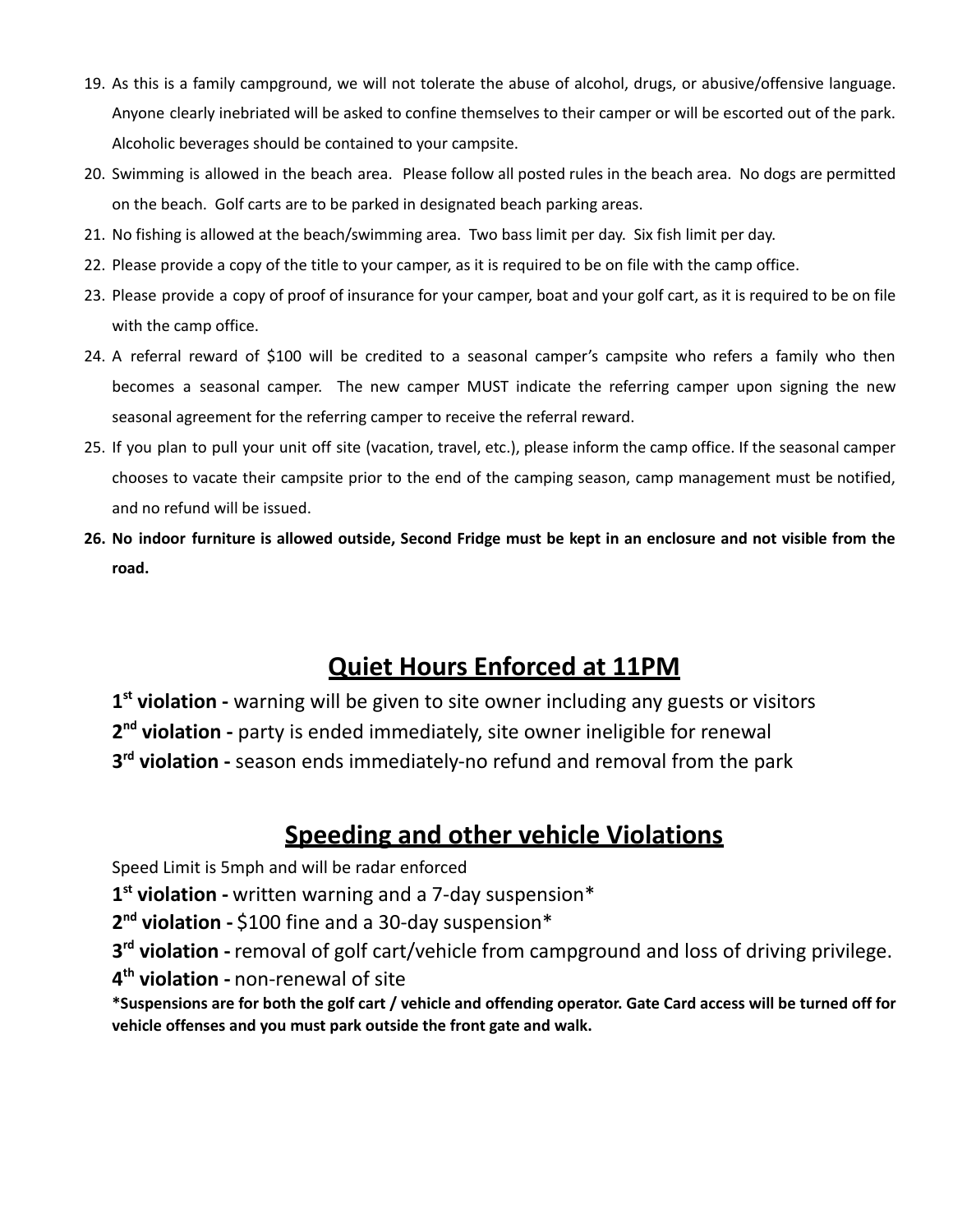19. As this is a family campground, we will not tolerate the abuse of alcohol, drugs, or abusive/offensive language. Anyone clearly inebriated will be asked to confine themselves to their camper or will be escorted out of the park. Alcoholic beverages should be contained to your campsite.
20. Swimming is allowed in the beach area. Please follow all posted rules in the beach area. No dogs are permitted on the beach. Golf carts are to be parked in designated beach parking areas.
21. No fishing is allowed at the beach/swimming area. Two bass limit per day. Six fish limit per day.
22. Please provide a copy of the title to your camper, as it is required to be on file with the camp office.
23. Please provide a copy of proof of insurance for your camper, boat and your golf cart, as it is required to be on file with the camp office.
24. A referral reward of $100 will be credited to a seasonal camper's campsite who refers a family who then becomes a seasonal camper. The new camper MUST indicate the referring camper upon signing the new seasonal agreement for the referring camper to receive the referral reward.
25. If you plan to pull your unit off site (vacation, travel, etc.), please inform the camp office. If the seasonal camper chooses to vacate their campsite prior to the end of the camping season, camp management must be notified, and no refund will be issued.
26. **No indoor furniture is allowed outside, Second Fridge must be kept in an enclosure and not visible from the road.**

## Quiet Hours Enforced at 11PM

**1st violation -** warning will be given to site owner including any guests or visitors

**2nd violation -** party is ended immediately, site owner ineligible for renewal

**3rd violation -** season ends immediately-no refund and removal from the park

## Speeding and other vehicle Violations

Speed Limit is 5mph and will be radar enforced

**1st violation -** written warning and a 7-day suspension*

**2nd violation -** $100 fine and a 30-day suspension*

**3rd violation -** removal of golf cart/vehicle from campground and loss of driving privilege.

**4th violation -** non-renewal of site

***Suspensions are for both the golf cart / vehicle and offending operator. Gate Card access will be turned off for vehicle offenses and you must park outside the front gate and walk.**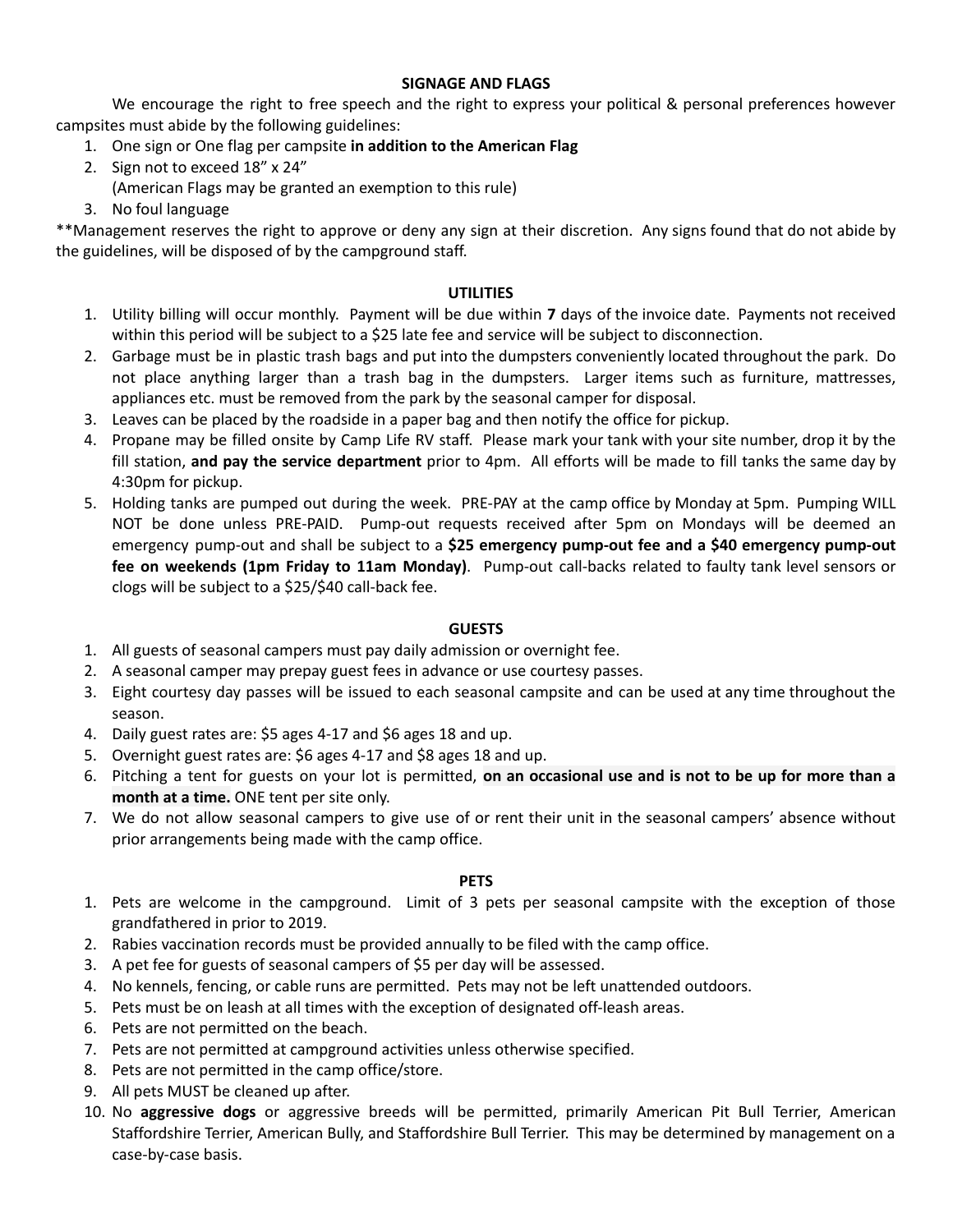## SIGNAGE AND FLAGS

We encourage the right to free speech and the right to express your political & personal preferences however campsites must abide by the following guidelines:

1. One sign or One flag per campsite **in addition to the American Flag**
2. Sign not to exceed 18" x 24"
   (American Flags may be granted an exemption to this rule)
3. No foul language

**Management reserves the right to approve or deny any sign at their discretion. Any signs found that do not abide by the guidelines, will be disposed of by the campground staff.

## UTILITIES

1. Utility billing will occur monthly. Payment will be due within **7** days of the invoice date. Payments not received within this period will be subject to a $25 late fee and service will be subject to disconnection.
2. Garbage must be in plastic trash bags and put into the dumpsters conveniently located throughout the park. Do not place anything larger than a trash bag in the dumpsters. Larger items such as furniture, mattresses, appliances etc. must be removed from the park by the seasonal camper for disposal.
3. Leaves can be placed by the roadside in a paper bag and then notify the office for pickup.
4. Propane may be filled onsite by Camp Life RV staff. Please mark your tank with your site number, drop it by the fill station, **and pay the service department** prior to 4pm. All efforts will be made to fill tanks the same day by 4:30pm for pickup.
5. Holding tanks are pumped out during the week. PRE-PAY at the camp office by Monday at 5pm. Pumping WILL NOT be done unless PRE-PAID. Pump-out requests received after 5pm on Mondays will be deemed an emergency pump-out and shall be subject to a **$25 emergency pump-out fee and a $40 emergency pump-out fee on weekends (1pm Friday to 11am Monday)**. Pump-out call-backs related to faulty tank level sensors or clogs will be subject to a $25/$40 call-back fee.

## GUESTS

1. All guests of seasonal campers must pay daily admission or overnight fee.
2. A seasonal camper may prepay guest fees in advance or use courtesy passes.
3. Eight courtesy day passes will be issued to each seasonal campsite and can be used at any time throughout the season.
4. Daily guest rates are: $5 ages 4-17 and $6 ages 18 and up.
5. Overnight guest rates are: $6 ages 4-17 and $8 ages 18 and up.
6. Pitching a tent for guests on your lot is permitted, **on an occasional use and is not to be up for more than a month at a time.** ONE tent per site only.
7. We do not allow seasonal campers to give use of or rent their unit in the seasonal campers' absence without prior arrangements being made with the camp office.

## PETS

1. Pets are welcome in the campground. Limit of 3 pets per seasonal campsite with the exception of those grandfathered in prior to 2019.
2. Rabies vaccination records must be provided annually to be filed with the camp office.
3. A pet fee for guests of seasonal campers of $5 per day will be assessed.
4. No kennels, fencing, or cable runs are permitted. Pets may not be left unattended outdoors.
5. Pets must be on leash at all times with the exception of designated off-leash areas.
6. Pets are not permitted on the beach.
7. Pets are not permitted at campground activities unless otherwise specified.
8. Pets are not permitted in the camp office/store.
9. All pets MUST be cleaned up after.
10. No **aggressive dogs** or aggressive breeds will be permitted, primarily American Pit Bull Terrier, American Staffordshire Terrier, American Bully, and Staffordshire Bull Terrier. This may be determined by management on a case-by-case basis.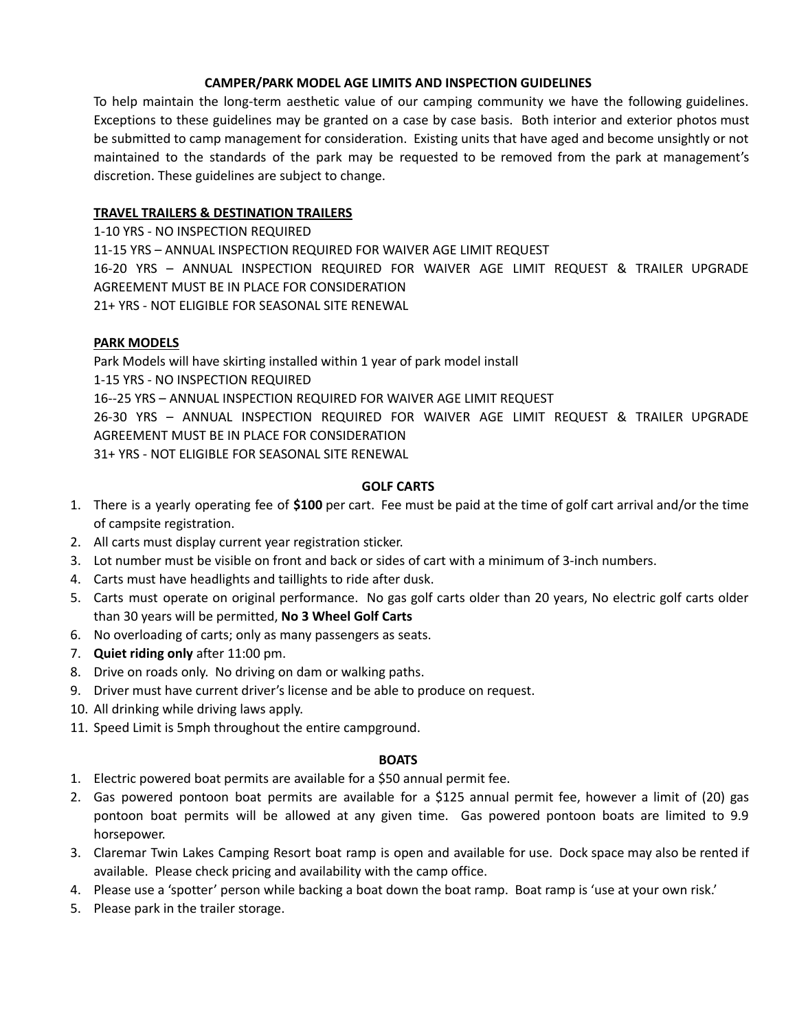## CAMPER/PARK MODEL AGE LIMITS AND INSPECTION GUIDELINES

To help maintain the long-term aesthetic value of our camping community we have the following guidelines. Exceptions to these guidelines may be granted on a case by case basis. Both interior and exterior photos must be submitted to camp management for consideration. Existing units that have aged and become unsightly or not maintained to the standards of the park may be requested to be removed from the park at management's discretion. These guidelines are subject to change.

### TRAVEL TRAILERS & DESTINATION TRAILERS

1-10 YRS - NO INSPECTION REQUIRED

11-15 YRS – ANNUAL INSPECTION REQUIRED FOR WAIVER AGE LIMIT REQUEST

16-20 YRS – ANNUAL INSPECTION REQUIRED FOR WAIVER AGE LIMIT REQUEST & TRAILER UPGRADE AGREEMENT MUST BE IN PLACE FOR CONSIDERATION

21+ YRS - NOT ELIGIBLE FOR SEASONAL SITE RENEWAL

### PARK MODELS

Park Models will have skirting installed within 1 year of park model install

1-15 YRS - NO INSPECTION REQUIRED

16--25 YRS – ANNUAL INSPECTION REQUIRED FOR WAIVER AGE LIMIT REQUEST

26-30 YRS – ANNUAL INSPECTION REQUIRED FOR WAIVER AGE LIMIT REQUEST & TRAILER UPGRADE AGREEMENT MUST BE IN PLACE FOR CONSIDERATION

31+ YRS - NOT ELIGIBLE FOR SEASONAL SITE RENEWAL

## GOLF CARTS

1. There is a yearly operating fee of **$100** per cart. Fee must be paid at the time of golf cart arrival and/or the time of campsite registration.
2. All carts must display current year registration sticker.
3. Lot number must be visible on front and back or sides of cart with a minimum of 3-inch numbers.
4. Carts must have headlights and taillights to ride after dusk.
5. Carts must operate on original performance. No gas golf carts older than 20 years, No electric golf carts older than 30 years will be permitted, **No 3 Wheel Golf Carts**
6. No overloading of carts; only as many passengers as seats.
7. **Quiet riding only** after 11:00 pm.
8. Drive on roads only. No driving on dam or walking paths.
9. Driver must have current driver's license and be able to produce on request.
10. All drinking while driving laws apply.
11. Speed Limit is 5mph throughout the entire campground.

## BOATS

1. Electric powered boat permits are available for a $50 annual permit fee.
2. Gas powered pontoon boat permits are available for a $125 annual permit fee, however a limit of (20) gas pontoon boat permits will be allowed at any given time. Gas powered pontoon boats are limited to 9.9 horsepower.
3. Claremar Twin Lakes Camping Resort boat ramp is open and available for use. Dock space may also be rented if available. Please check pricing and availability with the camp office.
4. Please use a 'spotter' person while backing a boat down the boat ramp. Boat ramp is 'use at your own risk.'
5. Please park in the trailer storage.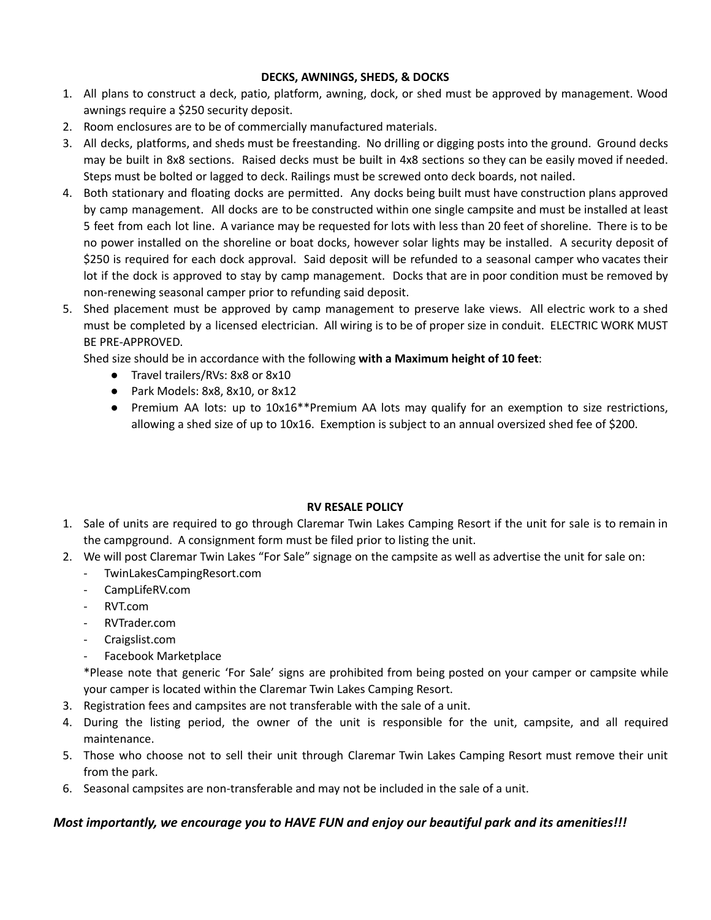## DECKS, AWNINGS, SHEDS, & DOCKS

1. All plans to construct a deck, patio, platform, awning, dock, or shed must be approved by management. Wood awnings require a $250 security deposit.
2. Room enclosures are to be of commercially manufactured materials.
3. All decks, platforms, and sheds must be freestanding. No drilling or digging posts into the ground. Ground decks may be built in 8x8 sections. Raised decks must be built in 4x8 sections so they can be easily moved if needed. Steps must be bolted or lagged to deck. Railings must be screwed onto deck boards, not nailed.
4. Both stationary and floating docks are permitted. Any docks being built must have construction plans approved by camp management. All docks are to be constructed within one single campsite and must be installed at least 5 feet from each lot line. A variance may be requested for lots with less than 20 feet of shoreline. There is to be no power installed on the shoreline or boat docks, however solar lights may be installed. A security deposit of $250 is required for each dock approval. Said deposit will be refunded to a seasonal camper who vacates their lot if the dock is approved to stay by camp management. Docks that are in poor condition must be removed by non-renewing seasonal camper prior to refunding said deposit.
5. Shed placement must be approved by camp management to preserve lake views. All electric work to a shed must be completed by a licensed electrician. All wiring is to be of proper size in conduit. ELECTRIC WORK MUST BE PRE-APPROVED.

   Shed size should be in accordance with the following **with a Maximum height of 10 feet**:
   - Travel trailers/RVs: 8x8 or 8x10
   - Park Models: 8x8, 8x10, or 8x12
   - Premium AA lots: up to 10x16**Premium AA lots may qualify for an exemption to size restrictions, allowing a shed size of up to 10x16. Exemption is subject to an annual oversized shed fee of $200.

## RV RESALE POLICY

1. Sale of units are required to go through Claremar Twin Lakes Camping Resort if the unit for sale is to remain in the campground. A consignment form must be filed prior to listing the unit.
2. We will post Claremar Twin Lakes "For Sale" signage on the campsite as well as advertise the unit for sale on:
   - TwinLakesCampingResort.com
   - CampLifeRV.com
   - RVT.com
   - RVTrader.com
   - Craigslist.com
   - Facebook Marketplace

   *Please note that generic 'For Sale' signs are prohibited from being posted on your camper or campsite while your camper is located within the Claremar Twin Lakes Camping Resort.
3. Registration fees and campsites are not transferable with the sale of a unit.
4. During the listing period, the owner of the unit is responsible for the unit, campsite, and all required maintenance.
5. Those who choose not to sell their unit through Claremar Twin Lakes Camping Resort must remove their unit from the park.
6. Seasonal campsites are non-transferable and may not be included in the sale of a unit.

***Most importantly, we encourage you to HAVE FUN and enjoy our beautiful park and its amenities!!!***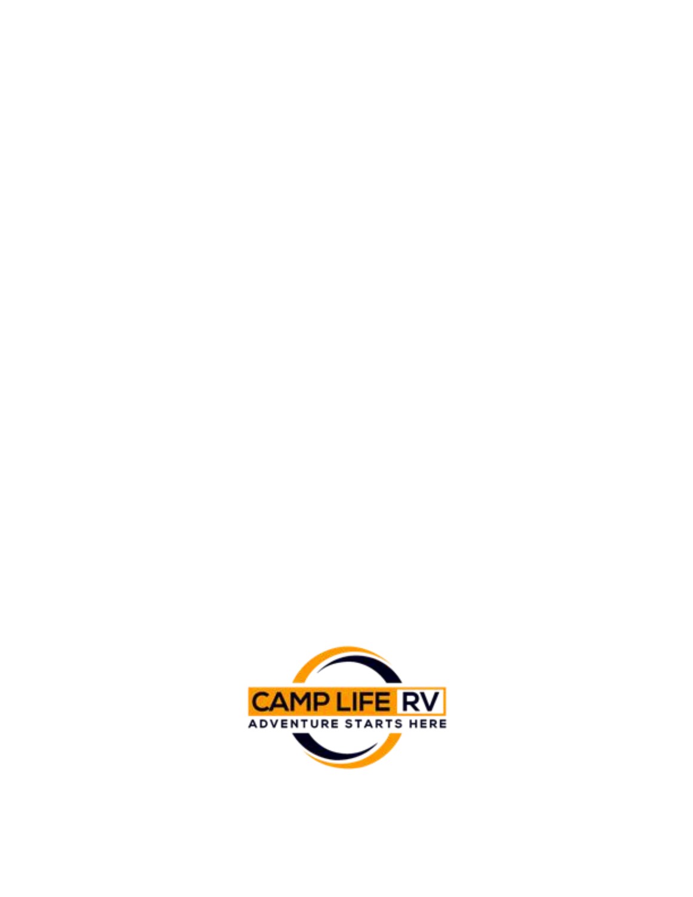CAMP LIFE RV

ADVENTURE STARTS HERE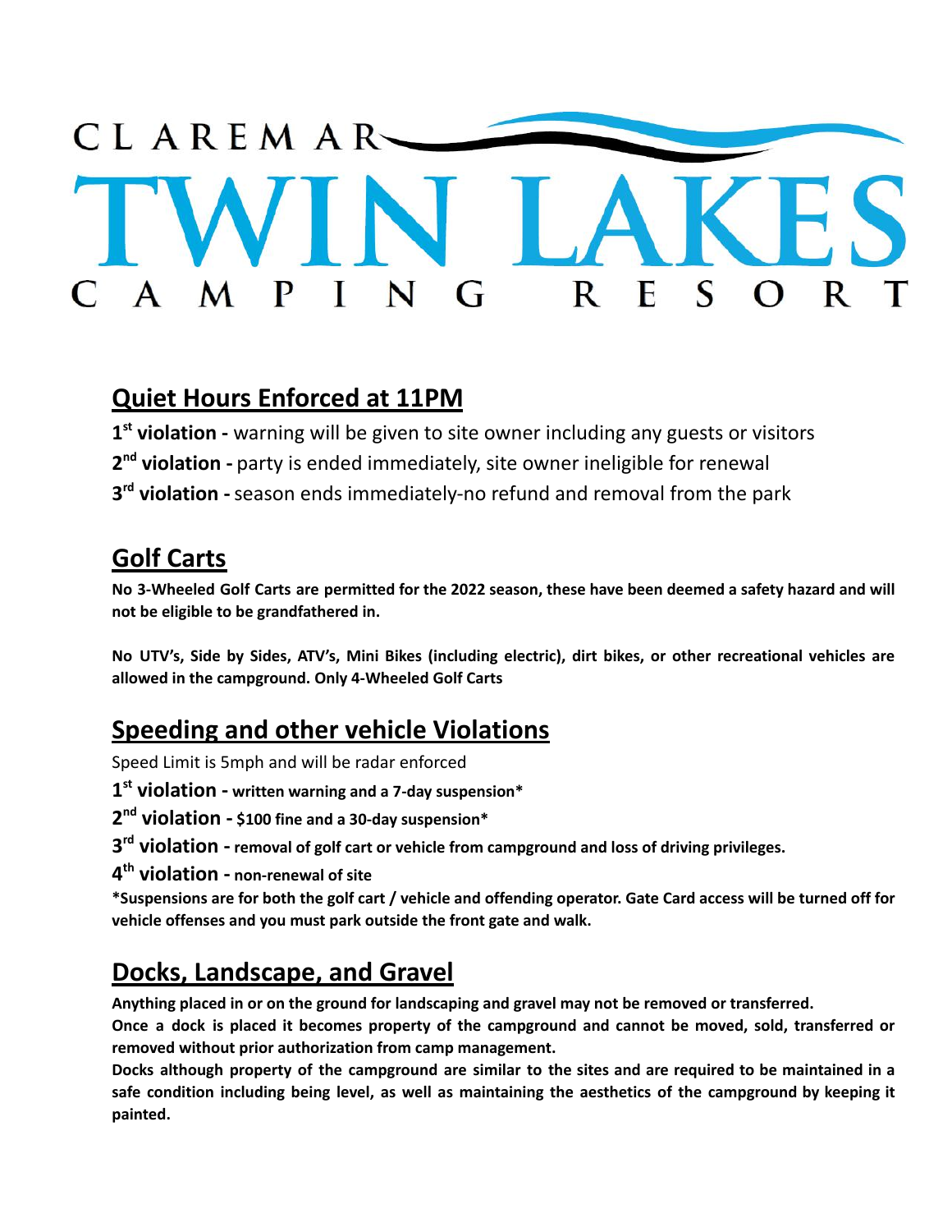# CLAREMAR TWIN LAKES CAMPING RESORT

## Quiet Hours Enforced at 11PM

**1st violation -** warning will be given to site owner including any guests or visitors

**2nd violation -** party is ended immediately, site owner ineligible for renewal

**3rd violation -** season ends immediately-no refund and removal from the park

## Golf Carts

**No 3-Wheeled Golf Carts are permitted for the 2022 season, these have been deemed a safety hazard and will not be eligible to be grandfathered in.**

**No UTV's, Side by Sides, ATV's, Mini Bikes (including electric), dirt bikes, or other recreational vehicles are allowed in the campground. Only 4-Wheeled Golf Carts**

## Speeding and other vehicle Violations

Speed Limit is 5mph and will be radar enforced

**1st violation - written warning and a 7-day suspension***

**2nd violation - $100 fine and a 30-day suspension***

**3rd violation - removal of golf cart or vehicle from campground and loss of driving privileges.**

**4th violation - non-renewal of site**

***Suspensions are for both the golf cart / vehicle and offending operator. Gate Card access will be turned off for vehicle offenses and you must park outside the front gate and walk.**

## Docks, Landscape, and Gravel

**Anything placed in or on the ground for landscaping and gravel may not be removed or transferred.**

**Once a dock is placed it becomes property of the campground and cannot be moved, sold, transferred or removed without prior authorization from camp management.**

**Docks although property of the campground are similar to the sites and are required to be maintained in a safe condition including being level, as well as maintaining the aesthetics of the campground by keeping it painted.**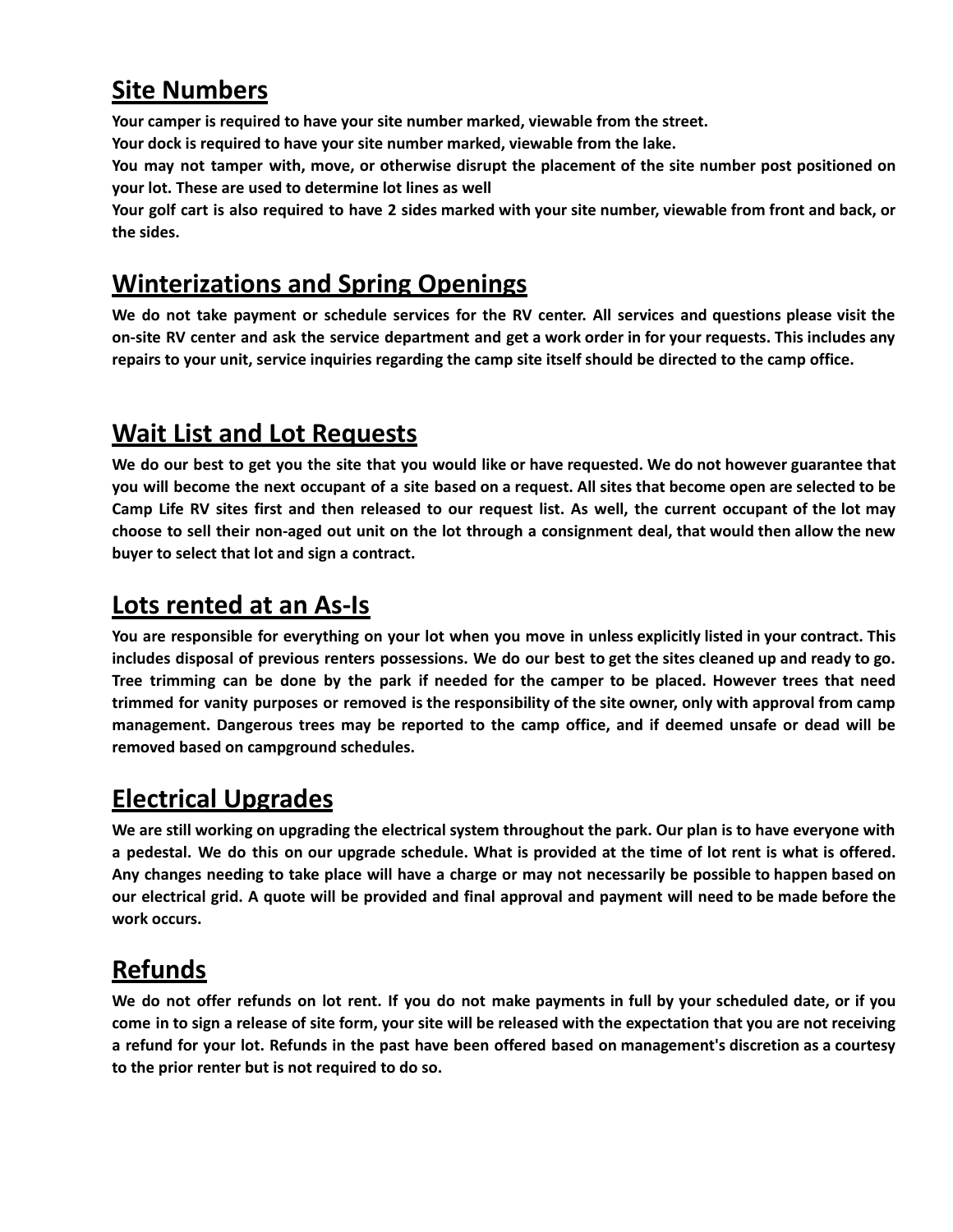## Site Numbers

**Your camper is required to have your site number marked, viewable from the street.**

**Your dock is required to have your site number marked, viewable from the lake.**

**You may not tamper with, move, or otherwise disrupt the placement of the site number post positioned on your lot. These are used to determine lot lines as well**

**Your golf cart is also required to have 2 sides marked with your site number, viewable from front and back, or the sides.**

## Winterizations and Spring Openings

**We do not take payment or schedule services for the RV center. All services and questions please visit the on-site RV center and ask the service department and get a work order in for your requests. This includes any repairs to your unit, service inquiries regarding the camp site itself should be directed to the camp office.**

## Wait List and Lot Requests

**We do our best to get you the site that you would like or have requested. We do not however guarantee that you will become the next occupant of a site based on a request. All sites that become open are selected to be Camp Life RV sites first and then released to our request list. As well, the current occupant of the lot may choose to sell their non-aged out unit on the lot through a consignment deal, that would then allow the new buyer to select that lot and sign a contract.**

## Lots rented at an As-Is

**You are responsible for everything on your lot when you move in unless explicitly listed in your contract. This includes disposal of previous renters possessions. We do our best to get the sites cleaned up and ready to go. Tree trimming can be done by the park if needed for the camper to be placed. However trees that need trimmed for vanity purposes or removed is the responsibility of the site owner, only with approval from camp management. Dangerous trees may be reported to the camp office, and if deemed unsafe or dead will be removed based on campground schedules.**

## Electrical Upgrades

**We are still working on upgrading the electrical system throughout the park. Our plan is to have everyone with a pedestal. We do this on our upgrade schedule. What is provided at the time of lot rent is what is offered. Any changes needing to take place will have a charge or may not necessarily be possible to happen based on our electrical grid. A quote will be provided and final approval and payment will need to be made before the work occurs.**

## Refunds

**We do not offer refunds on lot rent. If you do not make payments in full by your scheduled date, or if you come in to sign a release of site form, your site will be released with the expectation that you are not receiving a refund for your lot. Refunds in the past have been offered based on management's discretion as a courtesy to the prior renter but is not required to do so.**